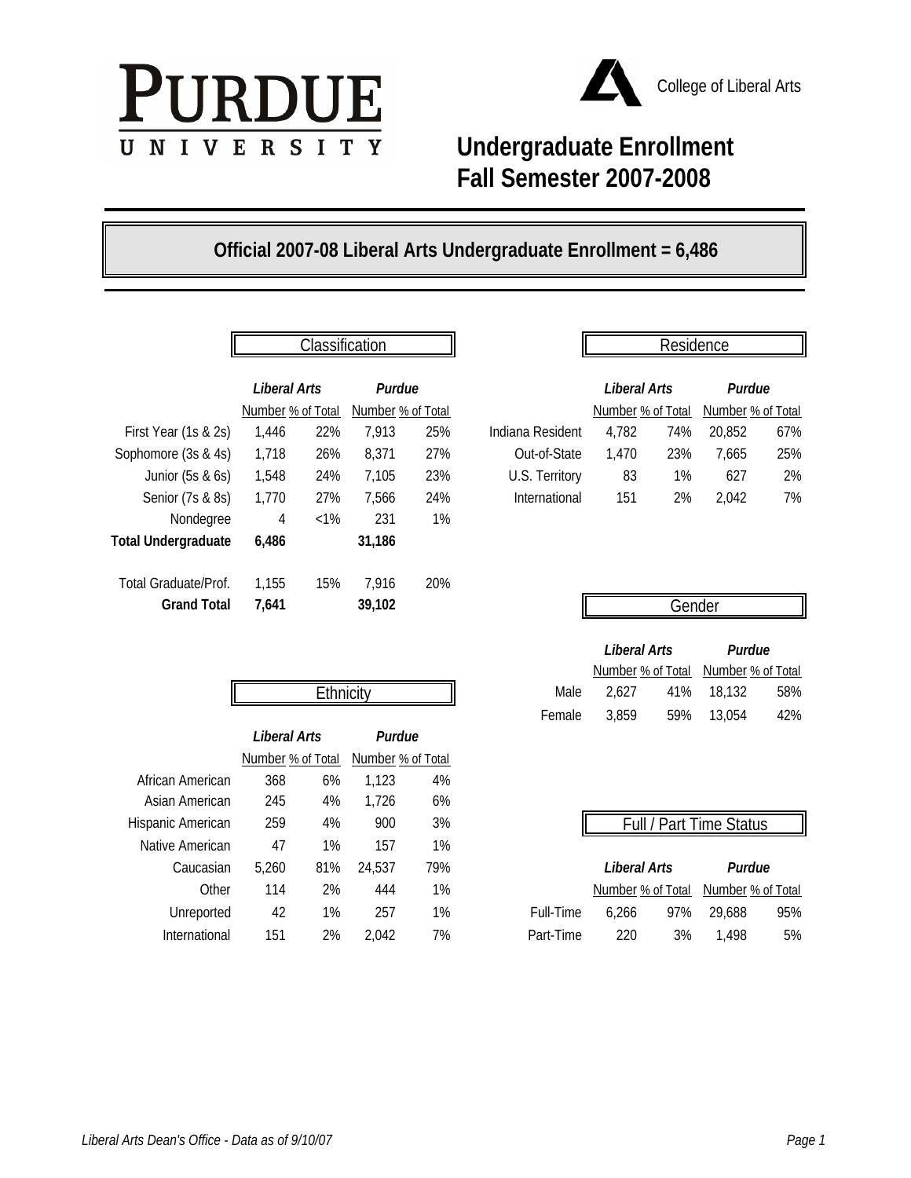Purdue University

College of Liberal Arts

# Undergraduate Enrollment Fall Semester 2007-2008

## Official 2007-08 Liberal Arts Undergraduate Enrollment = 6,486

### Classification

| | *Liberal Arts* | | *Purdue* | |
|---|---|---|---|---|
| | Number | % of Total | Number | % of Total |
| First Year (1s & 2s) | 1,446 | 22% | 7,913 | 25% |
| Sophomore (3s & 4s) | 1,718 | 26% | 8,371 | 27% |
| Junior (5s & 6s) | 1,548 | 24% | 7,105 | 23% |
| Senior (7s & 8s) | 1,770 | 27% | 7,566 | 24% |
| Nondegree | 4 | <1% | 231 | 1% |
| **Total Undergraduate** | **6,486** | | **31,186** | |
| Total Graduate/Prof. | 1,155 | 15% | 7,916 | 20% |
| **Grand Total** | **7,641** | | **39,102** | |

### Residence

| | *Liberal Arts* | | *Purdue* | |
|---|---|---|---|---|
| | Number | % of Total | Number | % of Total |
| Indiana Resident | 4,782 | 74% | 20,852 | 67% |
| Out-of-State | 1,470 | 23% | 7,665 | 25% |
| U.S. Territory | 83 | 1% | 627 | 2% |
| International | 151 | 2% | 2,042 | 7% |

### Gender

| | *Liberal Arts* | | *Purdue* | |
|---|---|---|---|---|
| | Number | % of Total | Number | % of Total |
| Male | 2,627 | 41% | 18,132 | 58% |
| Female | 3,859 | 59% | 13,054 | 42% |

### Ethnicity

| | *Liberal Arts* | | *Purdue* | |
|---|---|---|---|---|
| | Number | % of Total | Number | % of Total |
| African American | 368 | 6% | 1,123 | 4% |
| Asian American | 245 | 4% | 1,726 | 6% |
| Hispanic American | 259 | 4% | 900 | 3% |
| Native American | 47 | 1% | 157 | 1% |
| Caucasian | 5,260 | 81% | 24,537 | 79% |
| Other | 114 | 2% | 444 | 1% |
| Unreported | 42 | 1% | 257 | 1% |
| International | 151 | 2% | 2,042 | 7% |

### Full / Part Time Status

| | *Liberal Arts* | | *Purdue* | |
|---|---|---|---|---|
| | Number | % of Total | Number | % of Total |
| Full-Time | 6,266 | 97% | 29,688 | 95% |
| Part-Time | 220 | 3% | 1,498 | 5% |

*Liberal Arts Dean's Office - Data as of 9/10/07*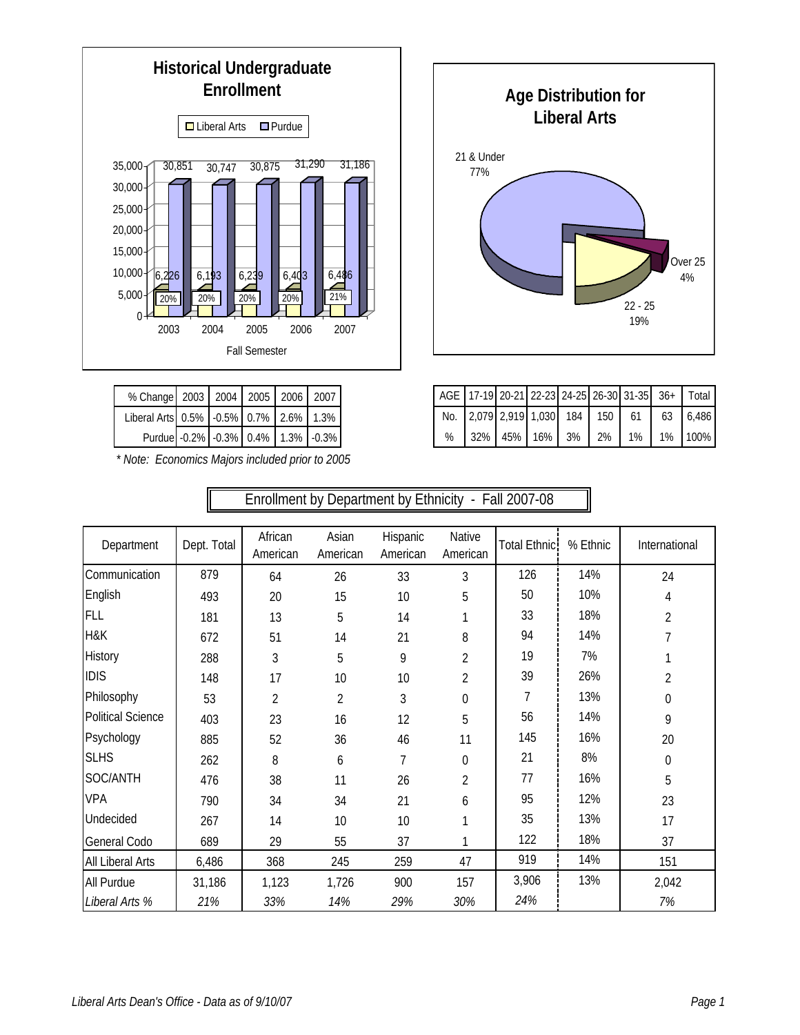## Historical Undergraduate Enrollment

| Fall Semester | 2003 | 2004 | 2005 | 2006 | 2007 |
|---|---|---|---|---|---|
| Liberal Arts | 6,226 | 6,193 | 6,239 | 6,403 | 6,486 |
| Purdue | 30,851 | 30,747 | 30,875 | 31,290 | 31,186 |
| Liberal Arts % | 20% | 20% | 20% | 20% | 21% |

| % Change | 2003 | 2004 | 2005 | 2006 | 2007 |
|---|---|---|---|---|---|
| Liberal Arts | 0.5% | -0.5% | 0.7% | 2.6% | 1.3% |
| Purdue | -0.2% | -0.3% | 0.4% | 1.3% | -0.3% |

*\* Note: Economics Majors included prior to 2005*

## Age Distribution for Liberal Arts

21 & Under 77%; 22 - 25 19%; Over 25 4%

| AGE | 17-19 | 20-21 | 22-23 | 24-25 | 26-30 | 31-35 | 36+ | Total |
|---|---|---|---|---|---|---|---|---|
| No. | 2,079 | 2,919 | 1,030 | 184 | 150 | 61 | 63 | 6,486 |
| % | 32% | 45% | 16% | 3% | 2% | 1% | 1% | 100% |

## Enrollment by Department by Ethnicity - Fall 2007-08

| Department | Dept. Total | African American | Asian American | Hispanic American | Native American | Total Ethnic | % Ethnic | International |
|---|---|---|---|---|---|---|---|---|
| Communication | 879 | 64 | 26 | 33 | 3 | 126 | 14% | 24 |
| English | 493 | 20 | 15 | 10 | 5 | 50 | 10% | 4 |
| FLL | 181 | 13 | 5 | 14 | 1 | 33 | 18% | 2 |
| H&K | 672 | 51 | 14 | 21 | 8 | 94 | 14% | 7 |
| History | 288 | 3 | 5 | 9 | 2 | 19 | 7% | 1 |
| IDIS | 148 | 17 | 10 | 10 | 2 | 39 | 26% | 2 |
| Philosophy | 53 | 2 | 2 | 3 | 0 | 7 | 13% | 0 |
| Political Science | 403 | 23 | 16 | 12 | 5 | 56 | 14% | 9 |
| Psychology | 885 | 52 | 36 | 46 | 11 | 145 | 16% | 20 |
| SLHS | 262 | 8 | 6 | 7 | 0 | 21 | 8% | 0 |
| SOC/ANTH | 476 | 38 | 11 | 26 | 2 | 77 | 16% | 5 |
| VPA | 790 | 34 | 34 | 21 | 6 | 95 | 12% | 23 |
| Undecided | 267 | 14 | 10 | 10 | 1 | 35 | 13% | 17 |
| General Codo | 689 | 29 | 55 | 37 | 1 | 122 | 18% | 37 |
| All Liberal Arts | 6,486 | 368 | 245 | 259 | 47 | 919 | 14% | 151 |
| All Purdue | 31,186 | 1,123 | 1,726 | 900 | 157 | 3,906 | 13% | 2,042 |
| *Liberal Arts %* | *21%* | *33%* | *14%* | *29%* | *30%* | *24%* | | *7%* |

*Liberal Arts Dean's Office - Data as of 9/10/07*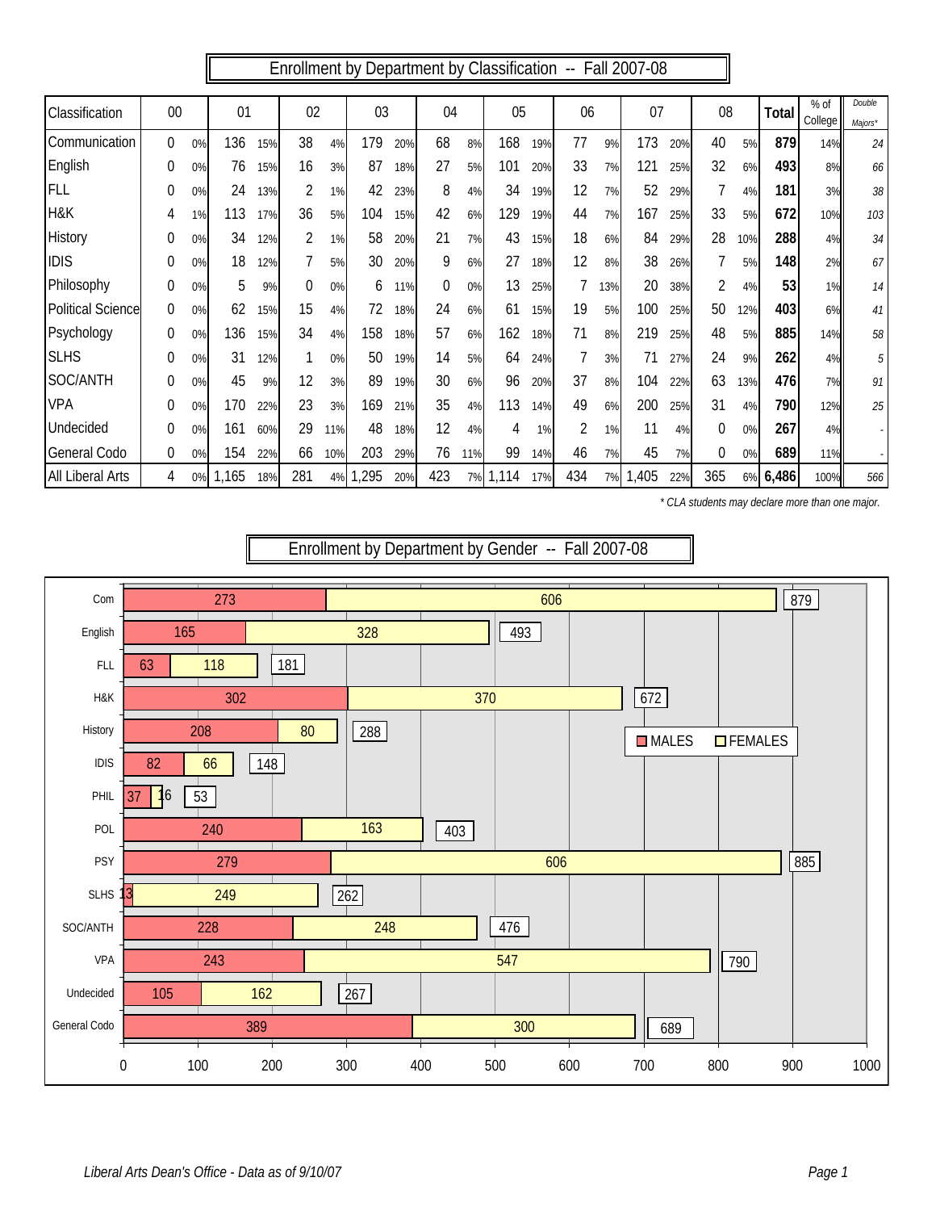## Enrollment by Department by Classification -- Fall 2007-08

| Classification | 00 | | 01 | | 02 | | 03 | | 04 | | 05 | | 06 | | 07 | | 08 | | Total | % of College | *Double Majors** |
|---|---|---|---|---|---|---|---|---|---|---|---|---|---|---|---|---|---|---|---|---|---|
| Communication | 0 | 0% | 136 | 15% | 38 | 4% | 179 | 20% | 68 | 8% | 168 | 19% | 77 | 9% | 173 | 20% | 40 | 5% | **879** | 14% | *24* |
| English | 0 | 0% | 76 | 15% | 16 | 3% | 87 | 18% | 27 | 5% | 101 | 20% | 33 | 7% | 121 | 25% | 32 | 6% | **493** | 8% | *66* |
| FLL | 0 | 0% | 24 | 13% | 2 | 1% | 42 | 23% | 8 | 4% | 34 | 19% | 12 | 7% | 52 | 29% | 7 | 4% | **181** | 3% | *38* |
| H&K | 4 | 1% | 113 | 17% | 36 | 5% | 104 | 15% | 42 | 6% | 129 | 19% | 44 | 7% | 167 | 25% | 33 | 5% | **672** | 10% | *103* |
| History | 0 | 0% | 34 | 12% | 2 | 1% | 58 | 20% | 21 | 7% | 43 | 15% | 18 | 6% | 84 | 29% | 28 | 10% | **288** | 4% | *34* |
| IDIS | 0 | 0% | 18 | 12% | 7 | 5% | 30 | 20% | 9 | 6% | 27 | 18% | 12 | 8% | 38 | 26% | 7 | 5% | **148** | 2% | *67* |
| Philosophy | 0 | 0% | 5 | 9% | 0 | 0% | 6 | 11% | 0 | 0% | 13 | 25% | 7 | 13% | 20 | 38% | 2 | 4% | **53** | 1% | *14* |
| Political Science | 0 | 0% | 62 | 15% | 15 | 4% | 72 | 18% | 24 | 6% | 61 | 15% | 19 | 5% | 100 | 25% | 50 | 12% | **403** | 6% | *41* |
| Psychology | 0 | 0% | 136 | 15% | 34 | 4% | 158 | 18% | 57 | 6% | 162 | 18% | 71 | 8% | 219 | 25% | 48 | 5% | **885** | 14% | *58* |
| SLHS | 0 | 0% | 31 | 12% | 1 | 0% | 50 | 19% | 14 | 5% | 64 | 24% | 7 | 3% | 71 | 27% | 24 | 9% | **262** | 4% | *5* |
| SOC/ANTH | 0 | 0% | 45 | 9% | 12 | 3% | 89 | 19% | 30 | 6% | 96 | 20% | 37 | 8% | 104 | 22% | 63 | 13% | **476** | 7% | *91* |
| VPA | 0 | 0% | 170 | 22% | 23 | 3% | 169 | 21% | 35 | 4% | 113 | 14% | 49 | 6% | 200 | 25% | 31 | 4% | **790** | 12% | *25* |
| Undecided | 0 | 0% | 161 | 60% | 29 | 11% | 48 | 18% | 12 | 4% | 4 | 1% | 2 | 1% | 11 | 4% | 0 | 0% | **267** | 4% | *-* |
| General Codo | 0 | 0% | 154 | 22% | 66 | 10% | 203 | 29% | 76 | 11% | 99 | 14% | 46 | 7% | 45 | 7% | 0 | 0% | **689** | 11% | *-* |
| All Liberal Arts | 4 | 0% | 1,165 | 18% | 281 | 4% | 1,295 | 20% | 423 | 7% | 1,114 | 17% | 434 | 7% | 1,405 | 22% | 365 | 6% | **6,486** | 100% | *566* |

*\* CLA students may declare more than one major.*

## Enrollment by Department by Gender -- Fall 2007-08

| Department | MALES | FEMALES | Total |
|---|---|---|---|
| Com | 273 | 606 | 879 |
| English | 165 | 328 | 493 |
| FLL | 63 | 118 | 181 |
| H&K | 302 | 370 | 672 |
| History | 208 | 80 | 288 |
| IDIS | 82 | 66 | 148 |
| PHIL | 37 | 16 | 53 |
| POL | 240 | 163 | 403 |
| PSY | 279 | 606 | 885 |
| SLHS | 13 | 249 | 262 |
| SOC/ANTH | 228 | 248 | 476 |
| VPA | 243 | 547 | 790 |
| Undecided | 105 | 162 | 267 |
| General Codo | 389 | 300 | 689 |

*Liberal Arts Dean's Office - Data as of 9/10/07*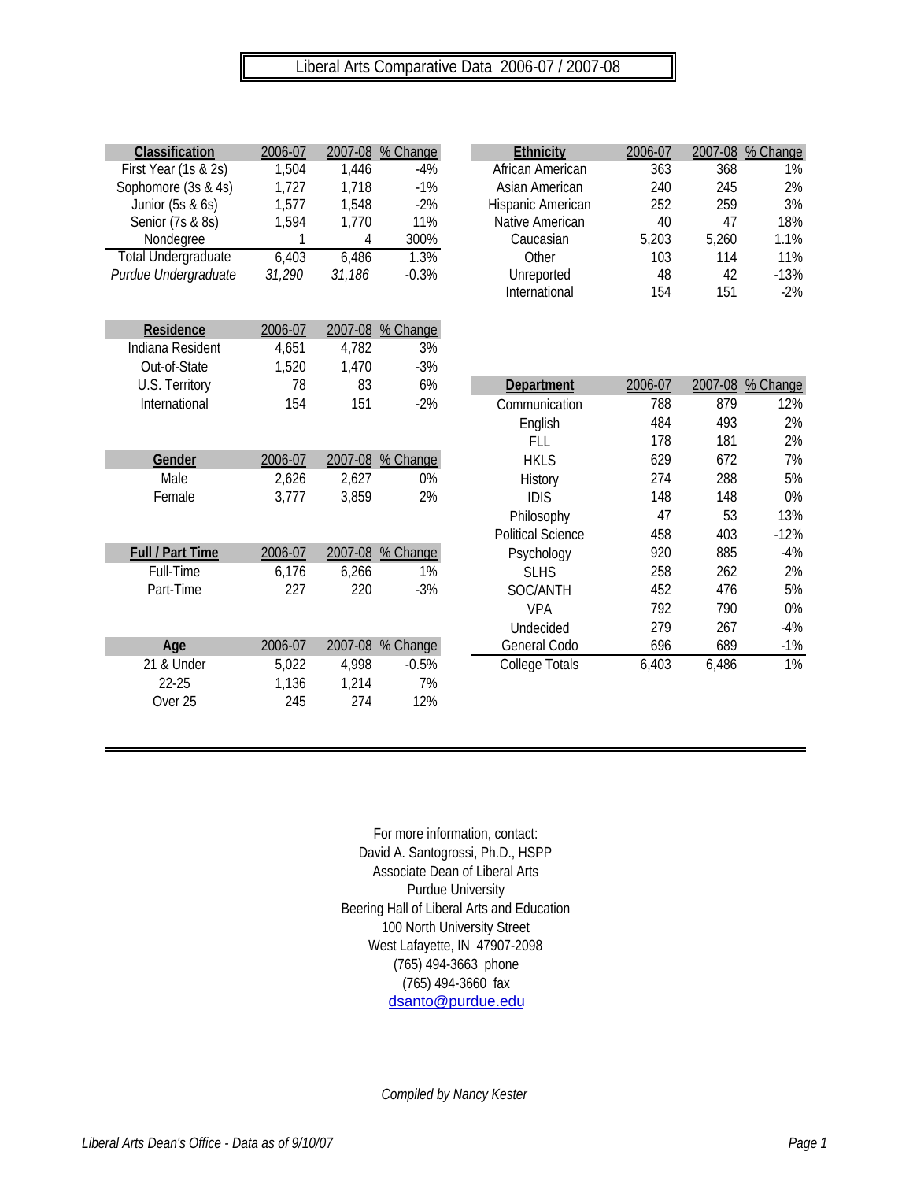# Liberal Arts Comparative Data 2006-07 / 2007-08

| Classification | 2006-07 | 2007-08 | % Change |
|---|---|---|---|
| First Year (1s & 2s) | 1,504 | 1,446 | -4% |
| Sophomore (3s & 4s) | 1,727 | 1,718 | -1% |
| Junior (5s & 6s) | 1,577 | 1,548 | -2% |
| Senior (7s & 8s) | 1,594 | 1,770 | 11% |
| Nondegree | 1 | 4 | 300% |
| Total Undergraduate | 6,403 | 6,486 | 1.3% |
| *Purdue Undergraduate* | *31,290* | *31,186* | -0.3% |

| Residence | 2006-07 | 2007-08 | % Change |
|---|---|---|---|
| Indiana Resident | 4,651 | 4,782 | 3% |
| Out-of-State | 1,520 | 1,470 | -3% |
| U.S. Territory | 78 | 83 | 6% |
| International | 154 | 151 | -2% |

| Gender | 2006-07 | 2007-08 | % Change |
|---|---|---|---|
| Male | 2,626 | 2,627 | 0% |
| Female | 3,777 | 3,859 | 2% |

| Full / Part Time | 2006-07 | 2007-08 | % Change |
|---|---|---|---|
| Full-Time | 6,176 | 6,266 | 1% |
| Part-Time | 227 | 220 | -3% |

| Age | 2006-07 | 2007-08 | % Change |
|---|---|---|---|
| 21 & Under | 5,022 | 4,998 | -0.5% |
| 22-25 | 1,136 | 1,214 | 7% |
| Over 25 | 245 | 274 | 12% |

| Ethnicity | 2006-07 | 2007-08 | % Change |
|---|---|---|---|
| African American | 363 | 368 | 1% |
| Asian American | 240 | 245 | 2% |
| Hispanic American | 252 | 259 | 3% |
| Native American | 40 | 47 | 18% |
| Caucasian | 5,203 | 5,260 | 1.1% |
| Other | 103 | 114 | 11% |
| Unreported | 48 | 42 | -13% |
| International | 154 | 151 | -2% |

| Department | 2006-07 | 2007-08 | % Change |
|---|---|---|---|
| Communication | 788 | 879 | 12% |
| English | 484 | 493 | 2% |
| FLL | 178 | 181 | 2% |
| HKLS | 629 | 672 | 7% |
| History | 274 | 288 | 5% |
| IDIS | 148 | 148 | 0% |
| Philosophy | 47 | 53 | 13% |
| Political Science | 458 | 403 | -12% |
| Psychology | 920 | 885 | -4% |
| SLHS | 258 | 262 | 2% |
| SOC/ANTH | 452 | 476 | 5% |
| VPA | 792 | 790 | 0% |
| Undecided | 279 | 267 | -4% |
| General Codo | 696 | 689 | -1% |
| College Totals | 6,403 | 6,486 | 1% |

For more information, contact:
David A. Santogrossi, Ph.D., HSPP
Associate Dean of Liberal Arts
Purdue University
Beering Hall of Liberal Arts and Education
100 North University Street
West Lafayette, IN 47907-2098
(765) 494-3663 phone
(765) 494-3660 fax
dsanto@purdue.edu

*Compiled by Nancy Kester*

*Liberal Arts Dean's Office - Data as of 9/10/07*